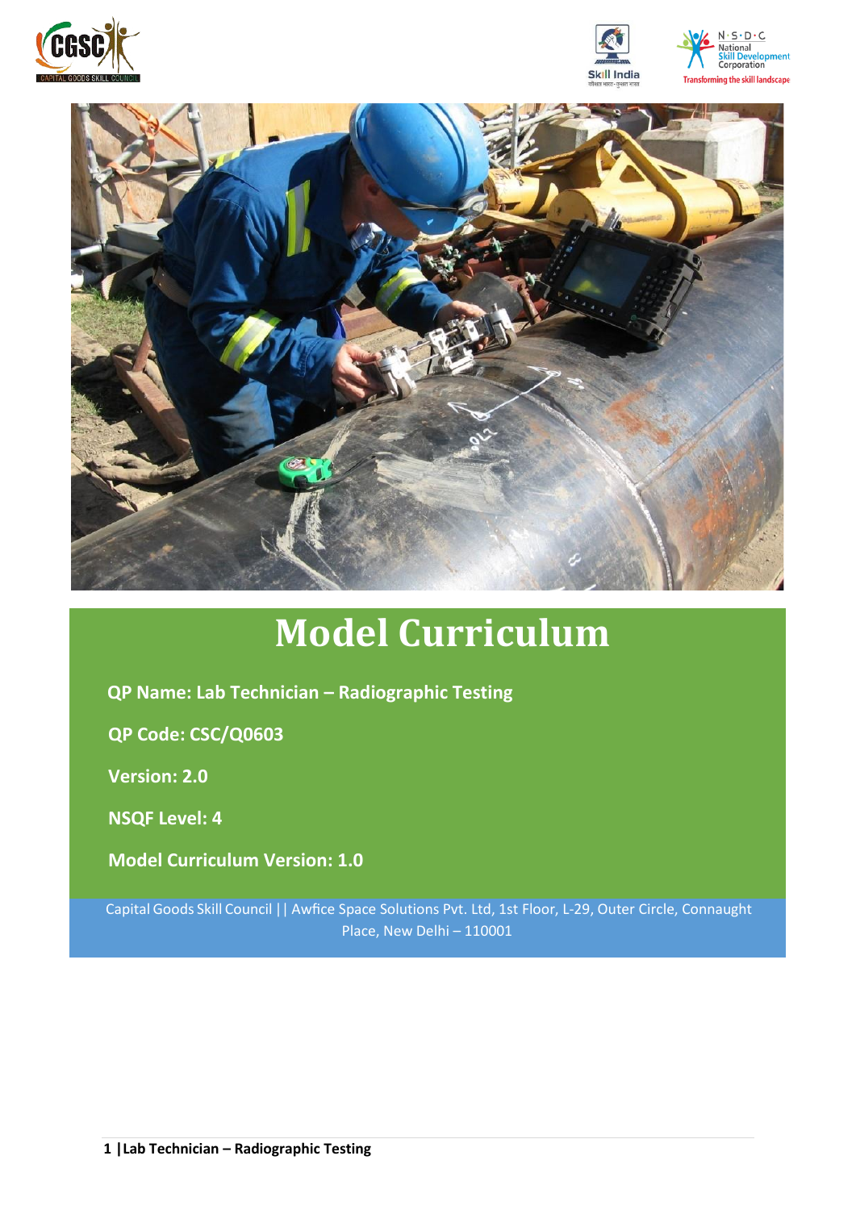# Model Curriculum

**QP Name: Lab Technician – Radiographic Testing**

**QP Code: CSC/Q0603**

**Version: 2.0**

**NSQF Level: 4**

**Model Curriculum Version: 1.0**

Capital Goods Skill Council || Awfice Space Solutions Pvt. Ltd, 1st Floor, L-29, Outer Circle, Connaught Place, New Delhi – 110001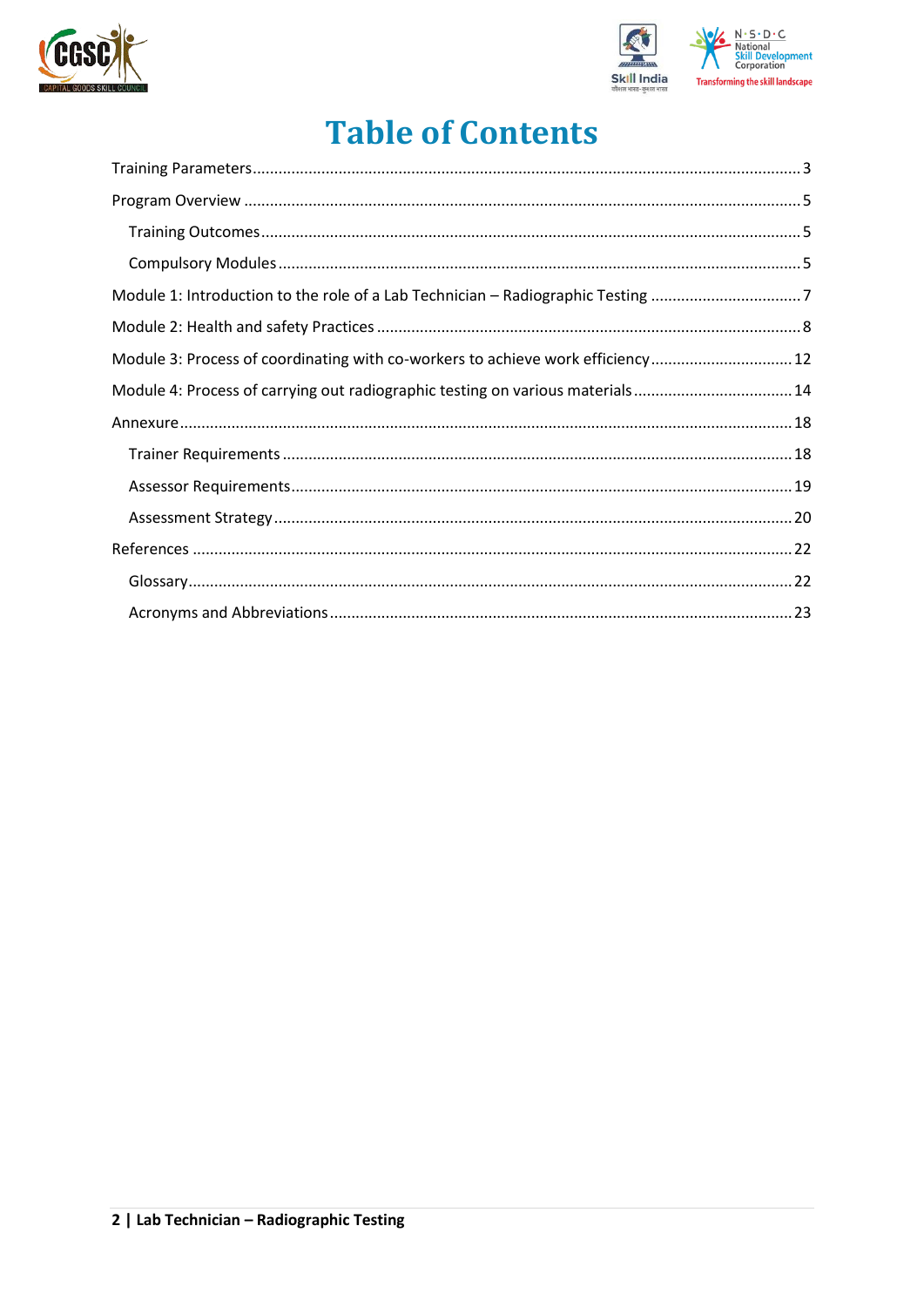# Table of Contents

Training Parameters ..... 3

Program Overview ..... 5

- Training Outcomes ..... 5
- Compulsory Modules ..... 5

Module 1: Introduction to the role of a Lab Technician – Radiographic Testing ..... 7

Module 2: Health and safety Practices ..... 8

Module 3: Process of coordinating with co-workers to achieve work efficiency ..... 12

Module 4: Process of carrying out radiographic testing on various materials ..... 14

Annexure ..... 18

- Trainer Requirements ..... 18
- Assessor Requirements ..... 19
- Assessment Strategy ..... 20

References ..... 22

- Glossary ..... 22
- Acronyms and Abbreviations ..... 23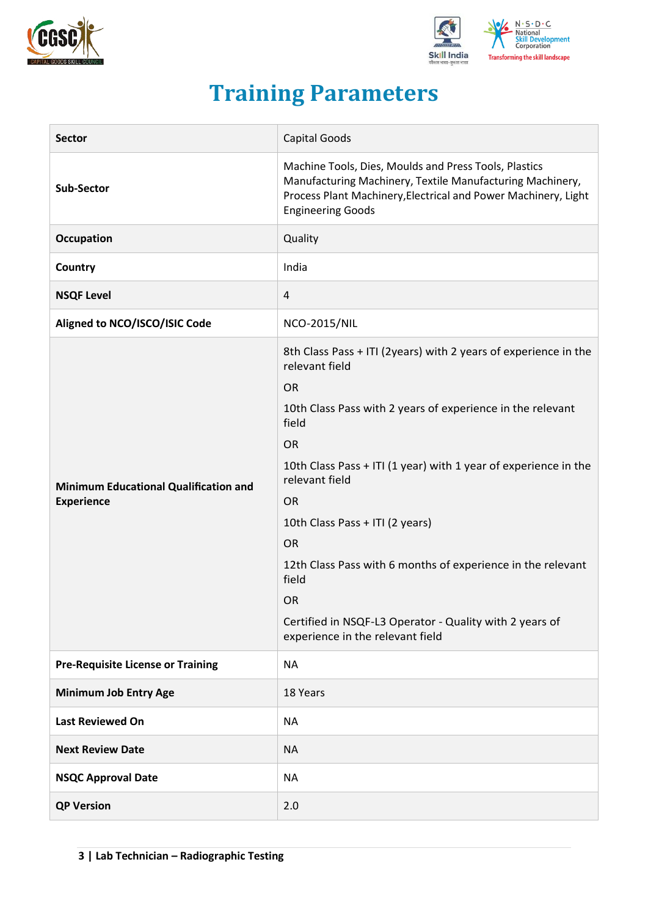# Training Parameters

| Sector | Capital Goods |
|---|---|
| Sub-Sector | Machine Tools, Dies, Moulds and Press Tools, Plastics Manufacturing Machinery, Textile Manufacturing Machinery, Process Plant Machinery,Electrical and Power Machinery, Light Engineering Goods |
| Occupation | Quality |
| Country | India |
| NSQF Level | 4 |
| Aligned to NCO/ISCO/ISIC Code | NCO-2015/NIL |
| Minimum Educational Qualification and Experience | 8th Class Pass + ITI (2years) with 2 years of experience in the relevant field<br>OR<br>10th Class Pass with 2 years of experience in the relevant field<br>OR<br>10th Class Pass + ITI (1 year) with 1 year of experience in the relevant field<br>OR<br>10th Class Pass + ITI (2 years)<br>OR<br>12th Class Pass with 6 months of experience in the relevant field<br>OR<br>Certified in NSQF-L3 Operator - Quality with 2 years of experience in the relevant field |
| Pre-Requisite License or Training | NA |
| Minimum Job Entry Age | 18 Years |
| Last Reviewed On | NA |
| Next Review Date | NA |
| NSQC Approval Date | NA |
| QP Version | 2.0 |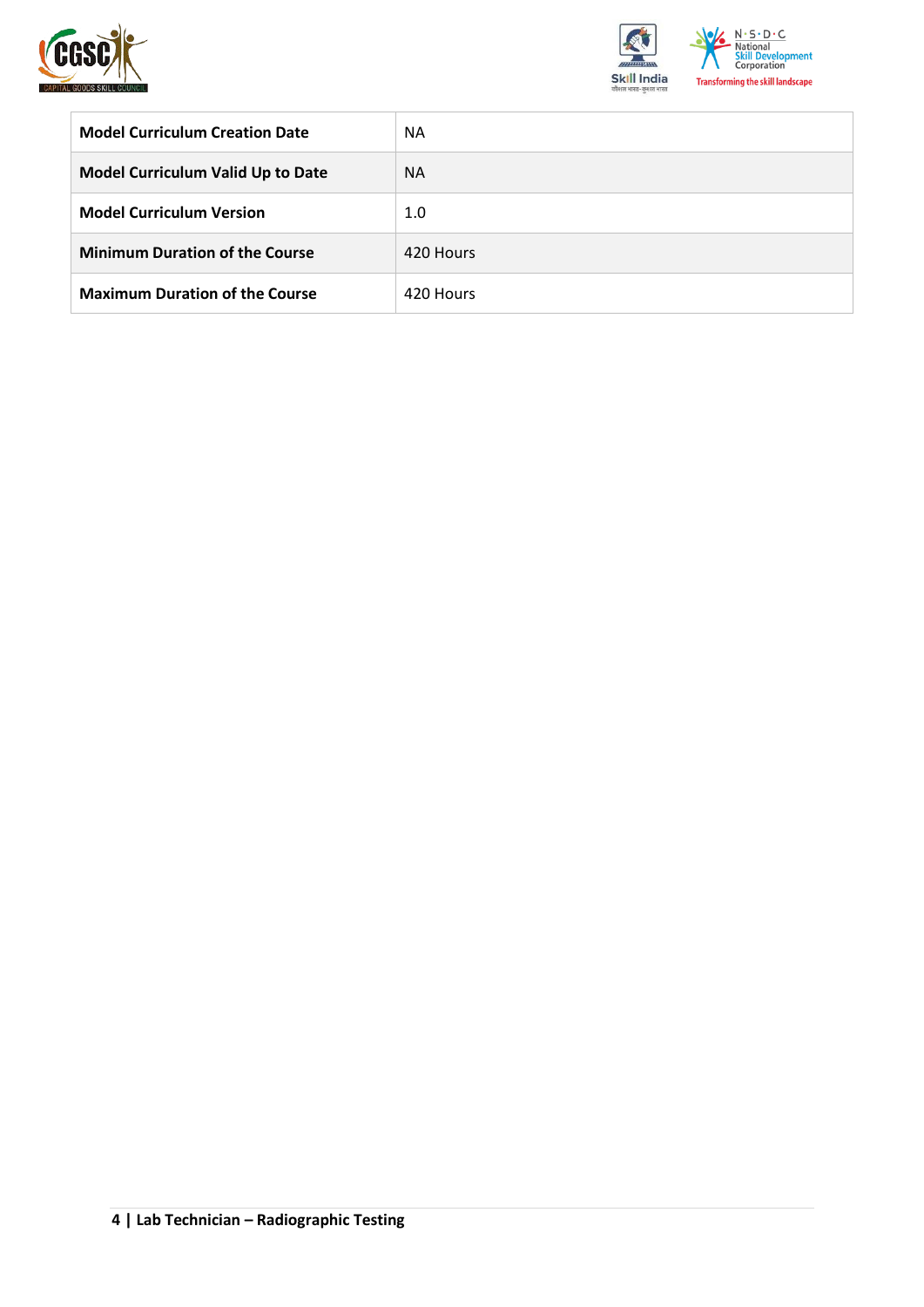| | |
|---|---|
| **Model Curriculum Creation Date** | NA |
| **Model Curriculum Valid Up to Date** | NA |
| **Model Curriculum Version** | 1.0 |
| **Minimum Duration of the Course** | 420 Hours |
| **Maximum Duration of the Course** | 420 Hours |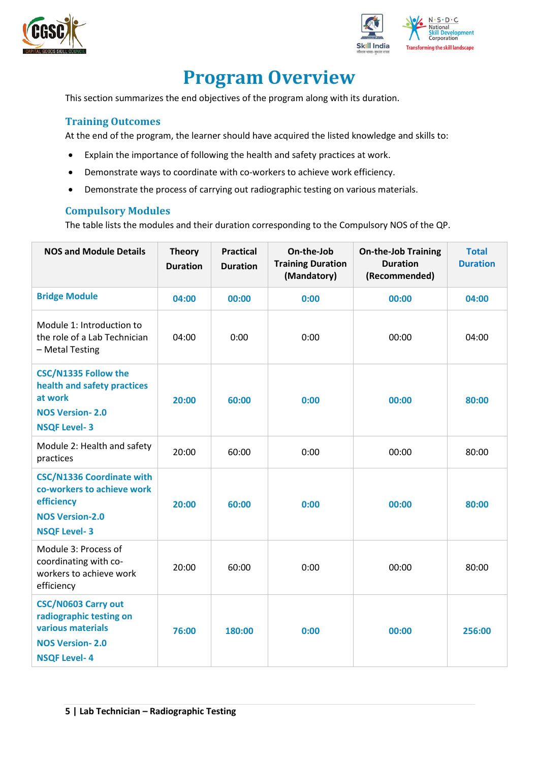# Program Overview

This section summarizes the end objectives of the program along with its duration.

## Training Outcomes

At the end of the program, the learner should have acquired the listed knowledge and skills to:

- Explain the importance of following the health and safety practices at work.
- Demonstrate ways to coordinate with co-workers to achieve work efficiency.
- Demonstrate the process of carrying out radiographic testing on various materials.

## Compulsory Modules

The table lists the modules and their duration corresponding to the Compulsory NOS of the QP.

| NOS and Module Details | Theory Duration | Practical Duration | On-the-Job Training Duration (Mandatory) | On-the-Job Training Duration (Recommended) | Total Duration |
|---|---|---|---|---|---|
| **Bridge Module** | **04:00** | **00:00** | **0:00** | **00:00** | **04:00** |
| Module 1: Introduction to the role of a Lab Technician – Metal Testing | 04:00 | 0:00 | 0:00 | 00:00 | 04:00 |
| **CSC/N1335 Follow the health and safety practices at work**<br>**NOS Version- 2.0**<br>**NSQF Level- 3** | **20:00** | **60:00** | **0:00** | **00:00** | **80:00** |
| Module 2: Health and safety practices | 20:00 | 60:00 | 0:00 | 00:00 | 80:00 |
| **CSC/N1336 Coordinate with co-workers to achieve work efficiency**<br>**NOS Version-2.0**<br>**NSQF Level- 3** | **20:00** | **60:00** | **0:00** | **00:00** | **80:00** |
| Module 3: Process of coordinating with co-workers to achieve work efficiency | 20:00 | 60:00 | 0:00 | 00:00 | 80:00 |
| **CSC/N0603 Carry out radiographic testing on various materials**<br>**NOS Version- 2.0**<br>**NSQF Level- 4** | **76:00** | **180:00** | **0:00** | **00:00** | **256:00** |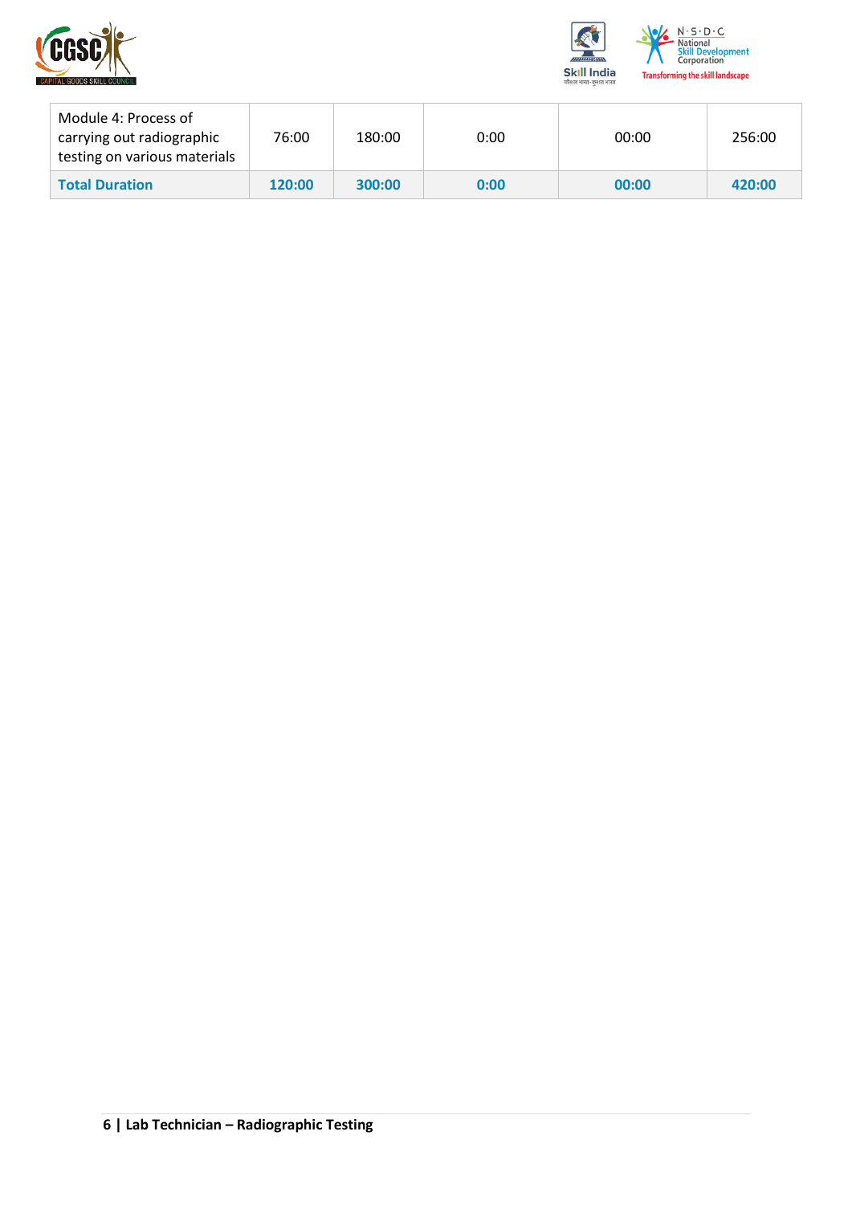| | | | | | |
|---|---|---|---|---|---|
| Module 4: Process of carrying out radiographic testing on various materials | 76:00 | 180:00 | 0:00 | 00:00 | 256:00 |
| **Total Duration** | **120:00** | **300:00** | **0:00** | **00:00** | **420:00** |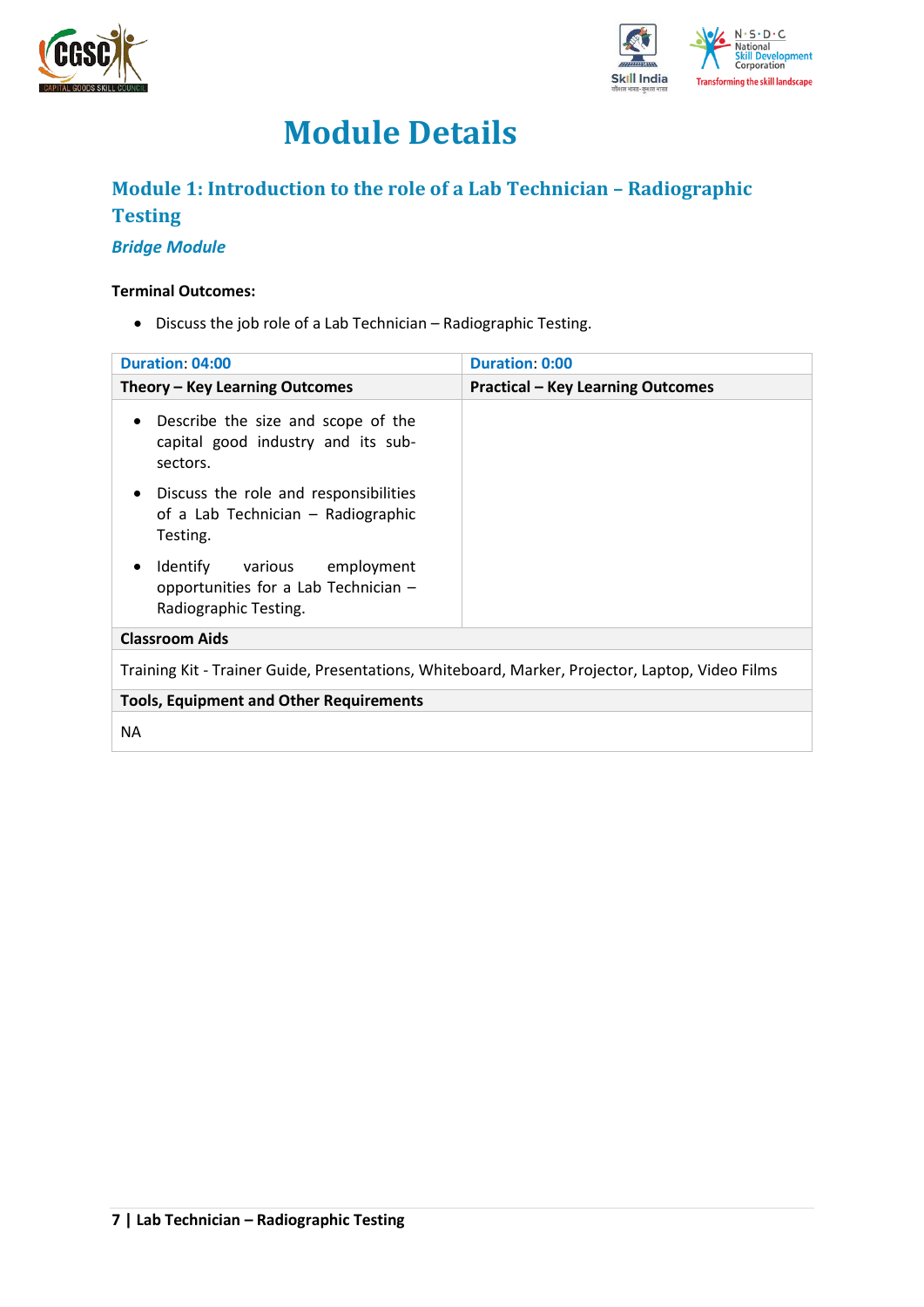# Module Details

## Module 1: Introduction to the role of a Lab Technician – Radiographic Testing

### *Bridge Module*

**Terminal Outcomes:**

- Discuss the job role of a Lab Technician – Radiographic Testing.

| Duration: 04:00 | Duration: 0:00 |
|---|---|
| **Theory – Key Learning Outcomes** | **Practical – Key Learning Outcomes** |
| • Describe the size and scope of the capital good industry and its sub-sectors.<br>• Discuss the role and responsibilities of a Lab Technician – Radiographic Testing.<br>• Identify various employment opportunities for a Lab Technician – Radiographic Testing. | |
| **Classroom Aids** | |
| Training Kit - Trainer Guide, Presentations, Whiteboard, Marker, Projector, Laptop, Video Films | |
| **Tools, Equipment and Other Requirements** | |
| NA | |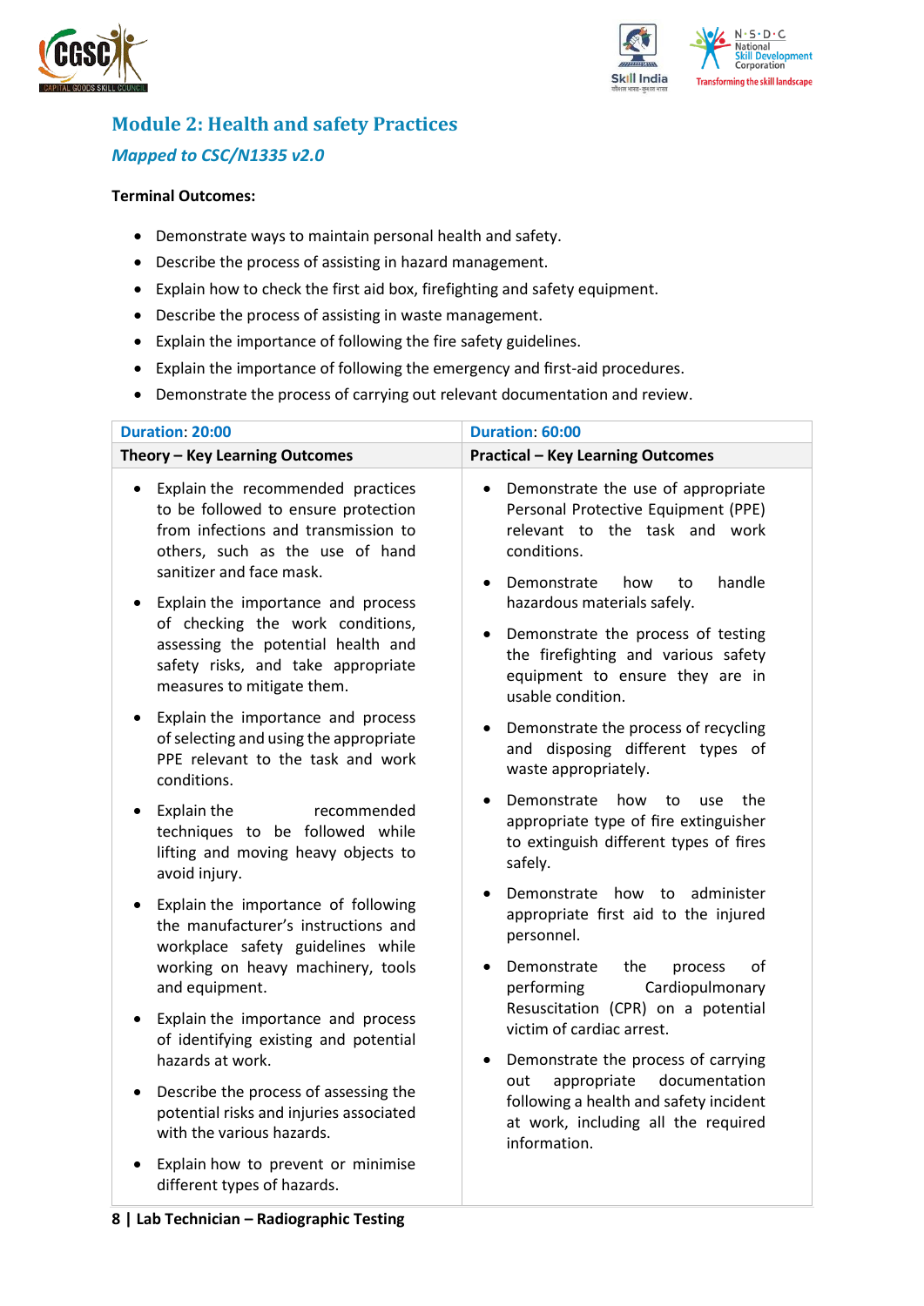## Module 2: Health and safety Practices

### *Mapped to CSC/N1335 v2.0*

**Terminal Outcomes:**

- Demonstrate ways to maintain personal health and safety.
- Describe the process of assisting in hazard management.
- Explain how to check the first aid box, firefighting and safety equipment.
- Describe the process of assisting in waste management.
- Explain the importance of following the fire safety guidelines.
- Explain the importance of following the emergency and first-aid procedures.
- Demonstrate the process of carrying out relevant documentation and review.

| Duration: 20:00 | Duration: 60:00 |
|---|---|
| **Theory – Key Learning Outcomes** | **Practical – Key Learning Outcomes** |
| • Explain the recommended practices to be followed to ensure protection from infections and transmission to others, such as the use of hand sanitizer and face mask.<br>• Explain the importance and process of checking the work conditions, assessing the potential health and safety risks, and take appropriate measures to mitigate them.<br>• Explain the importance and process of selecting and using the appropriate PPE relevant to the task and work conditions.<br>• Explain the recommended techniques to be followed while lifting and moving heavy objects to avoid injury.<br>• Explain the importance of following the manufacturer's instructions and workplace safety guidelines while working on heavy machinery, tools and equipment.<br>• Explain the importance and process of identifying existing and potential hazards at work.<br>• Describe the process of assessing the potential risks and injuries associated with the various hazards.<br>• Explain how to prevent or minimise different types of hazards. | • Demonstrate the use of appropriate Personal Protective Equipment (PPE) relevant to the task and work conditions.<br>• Demonstrate how to handle hazardous materials safely.<br>• Demonstrate the process of testing the firefighting and various safety equipment to ensure they are in usable condition.<br>• Demonstrate the process of recycling and disposing different types of waste appropriately.<br>• Demonstrate how to use the appropriate type of fire extinguisher to extinguish different types of fires safely.<br>• Demonstrate how to administer appropriate first aid to the injured personnel.<br>• Demonstrate the process of performing Cardiopulmonary Resuscitation (CPR) on a potential victim of cardiac arrest.<br>• Demonstrate the process of carrying out appropriate documentation following a health and safety incident at work, including all the required information. |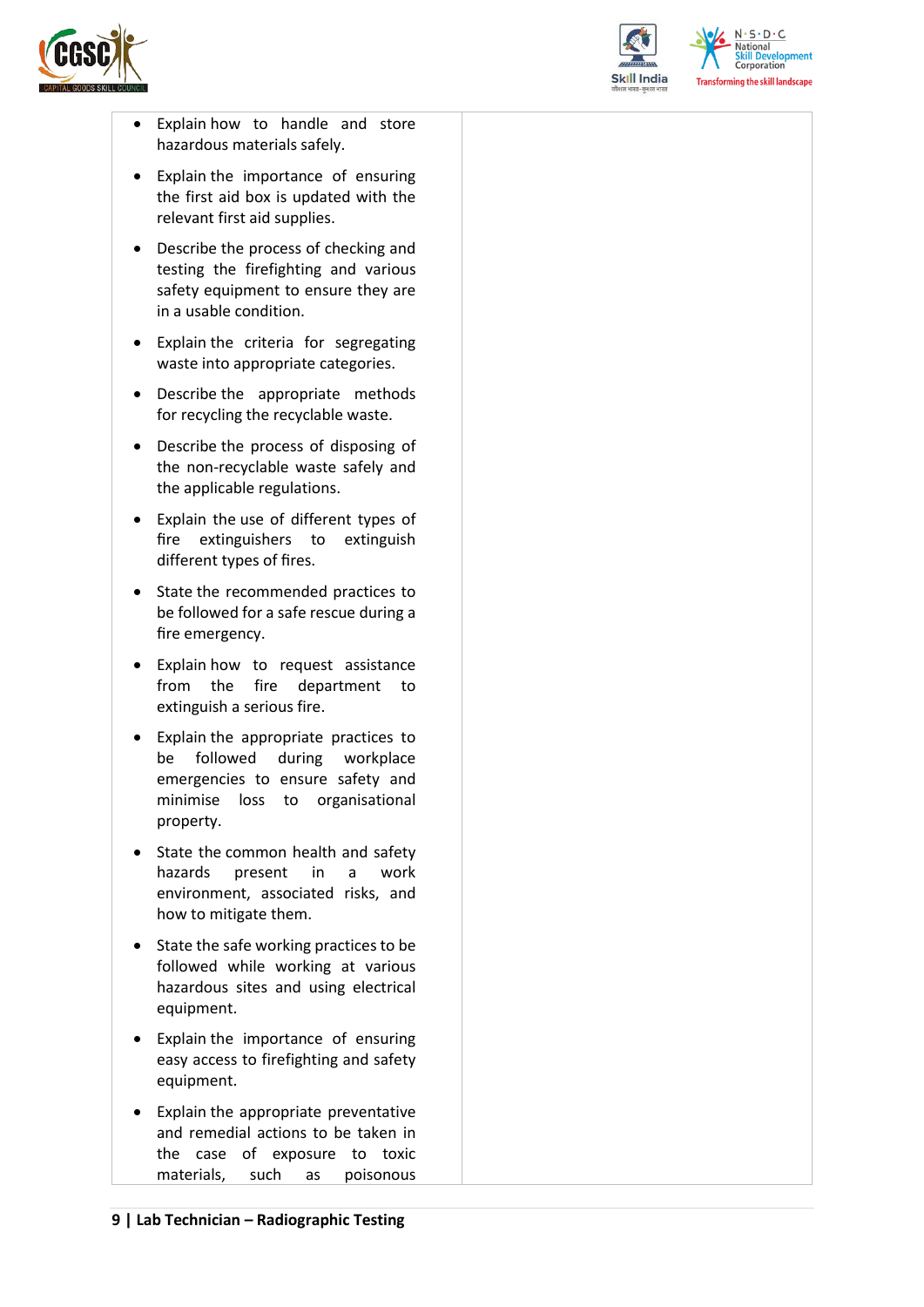| | |
|---|---|
| • Explain how to handle and store hazardous materials safely.<br>• Explain the importance of ensuring the first aid box is updated with the relevant first aid supplies.<br>• Describe the process of checking and testing the firefighting and various safety equipment to ensure they are in a usable condition.<br>• Explain the criteria for segregating waste into appropriate categories.<br>• Describe the appropriate methods for recycling the recyclable waste.<br>• Describe the process of disposing of the non-recyclable waste safely and the applicable regulations.<br>• Explain the use of different types of fire extinguishers to extinguish different types of fires.<br>• State the recommended practices to be followed for a safe rescue during a fire emergency.<br>• Explain how to request assistance from the fire department to extinguish a serious fire.<br>• Explain the appropriate practices to be followed during workplace emergencies to ensure safety and minimise loss to organisational property.<br>• State the common health and safety hazards present in a work environment, associated risks, and how to mitigate them.<br>• State the safe working practices to be followed while working at various hazardous sites and using electrical equipment.<br>• Explain the importance of ensuring easy access to firefighting and safety equipment.<br>• Explain the appropriate preventative and remedial actions to be taken in the case of exposure to toxic materials, such as poisonous | |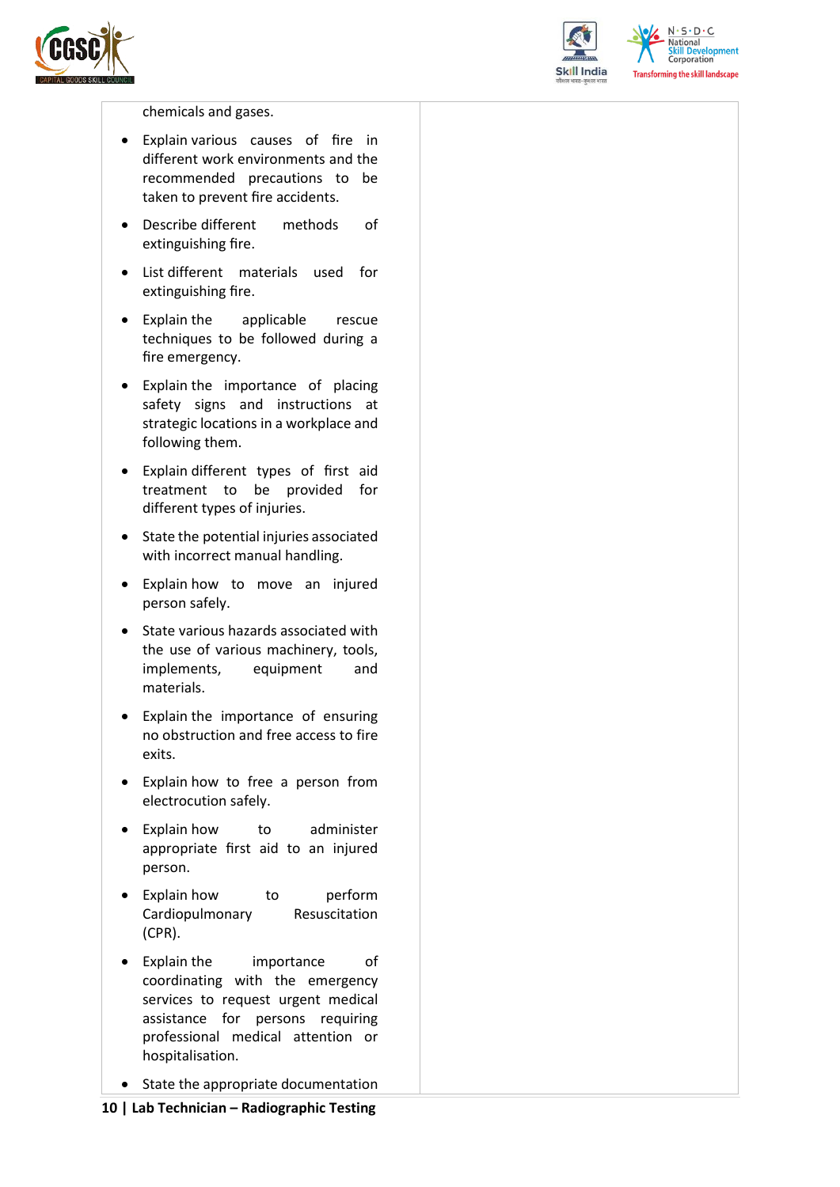| | |
|---|---|
| chemicals and gases.<br>• Explain various causes of fire in different work environments and the recommended precautions to be taken to prevent fire accidents.<br>• Describe different methods of extinguishing fire.<br>• List different materials used for extinguishing fire.<br>• Explain the applicable rescue techniques to be followed during a fire emergency.<br>• Explain the importance of placing safety signs and instructions at strategic locations in a workplace and following them.<br>• Explain different types of first aid treatment to be provided for different types of injuries.<br>• State the potential injuries associated with incorrect manual handling.<br>• Explain how to move an injured person safely.<br>• State various hazards associated with the use of various machinery, tools, implements, equipment and materials.<br>• Explain the importance of ensuring no obstruction and free access to fire exits.<br>• Explain how to free a person from electrocution safely.<br>• Explain how to administer appropriate first aid to an injured person.<br>• Explain how to perform Cardiopulmonary Resuscitation (CPR).<br>• Explain the importance of coordinating with the emergency services to request urgent medical assistance for persons requiring professional medical attention or hospitalisation.<br>• State the appropriate documentation | |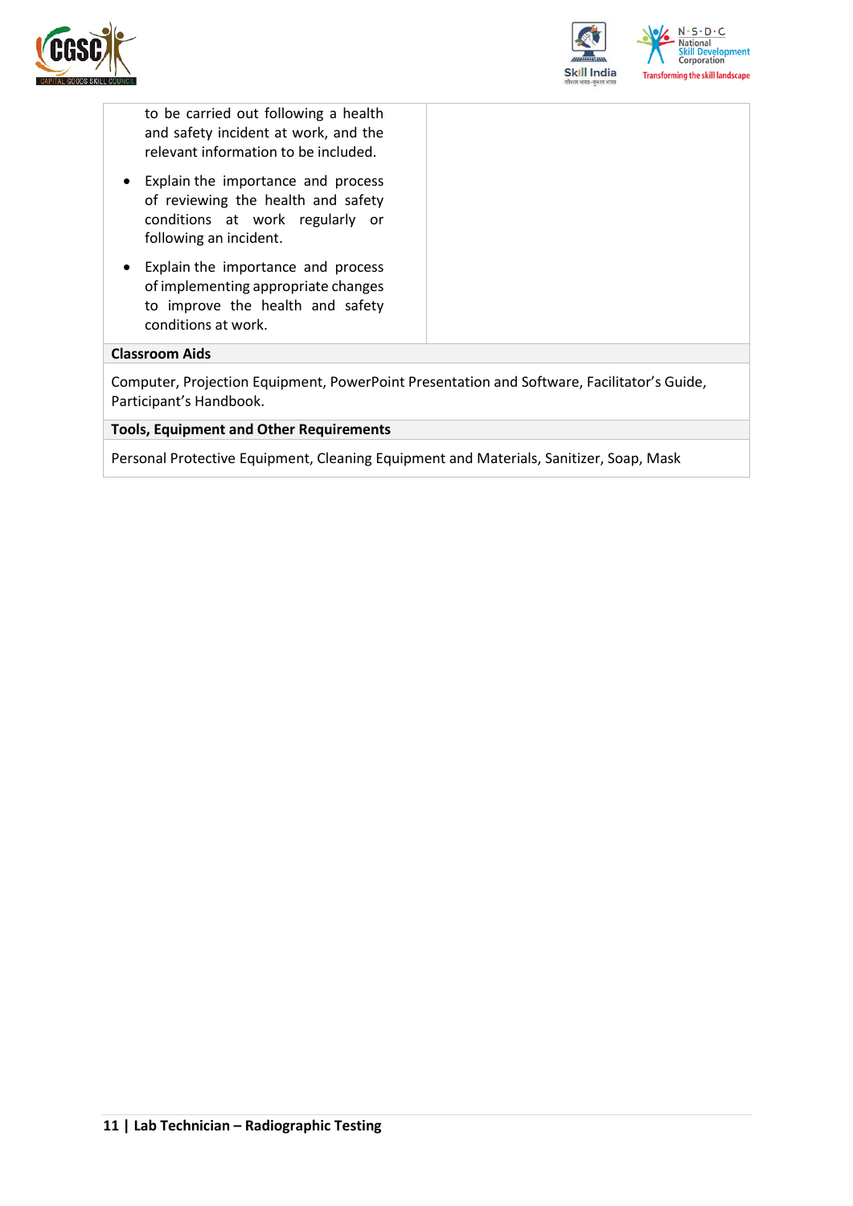| | |
|---|---|
| to be carried out following a health and safety incident at work, and the relevant information to be included.<br>• Explain the importance and process of reviewing the health and safety conditions at work regularly or following an incident.<br>• Explain the importance and process of implementing appropriate changes to improve the health and safety conditions at work. | |

**Classroom Aids**

Computer, Projection Equipment, PowerPoint Presentation and Software, Facilitator's Guide, Participant's Handbook.

**Tools, Equipment and Other Requirements**

Personal Protective Equipment, Cleaning Equipment and Materials, Sanitizer, Soap, Mask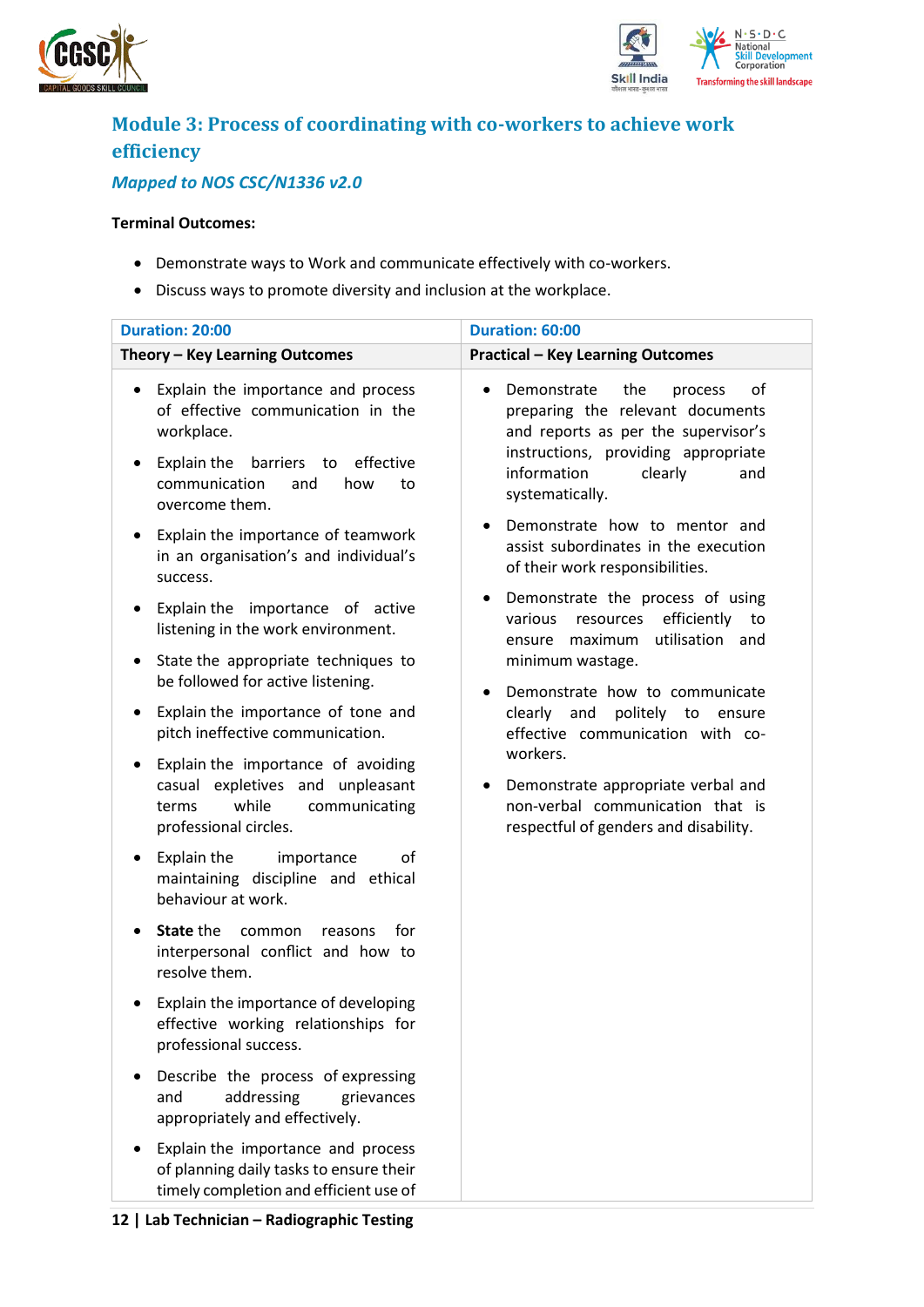## Module 3: Process of coordinating with co-workers to achieve work efficiency

### *Mapped to NOS CSC/N1336 v2.0*

**Terminal Outcomes:**

- Demonstrate ways to Work and communicate effectively with co-workers.
- Discuss ways to promote diversity and inclusion at the workplace.

| Duration: 20:00 | Duration: 60:00 |
|---|---|
| **Theory – Key Learning Outcomes** | **Practical – Key Learning Outcomes** |
| • Explain the importance and process of effective communication in the workplace.<br>• Explain the barriers to effective communication and how to overcome them.<br>• Explain the importance of teamwork in an organisation's and individual's success.<br>• Explain the importance of active listening in the work environment.<br>• State the appropriate techniques to be followed for active listening.<br>• Explain the importance of tone and pitch ineffective communication.<br>• Explain the importance of avoiding casual expletives and unpleasant terms while communicating professional circles.<br>• Explain the importance of maintaining discipline and ethical behaviour at work.<br>• **State** the common reasons for interpersonal conflict and how to resolve them.<br>• Explain the importance of developing effective working relationships for professional success.<br>• Describe the process of expressing and addressing grievances appropriately and effectively.<br>• Explain the importance and process of planning daily tasks to ensure their timely completion and efficient use of | • Demonstrate the process of preparing the relevant documents and reports as per the supervisor's instructions, providing appropriate information clearly and systematically.<br>• Demonstrate how to mentor and assist subordinates in the execution of their work responsibilities.<br>• Demonstrate the process of using various resources efficiently to ensure maximum utilisation and minimum wastage.<br>• Demonstrate how to communicate clearly and politely to ensure effective communication with co-workers.<br>• Demonstrate appropriate verbal and non-verbal communication that is respectful of genders and disability. |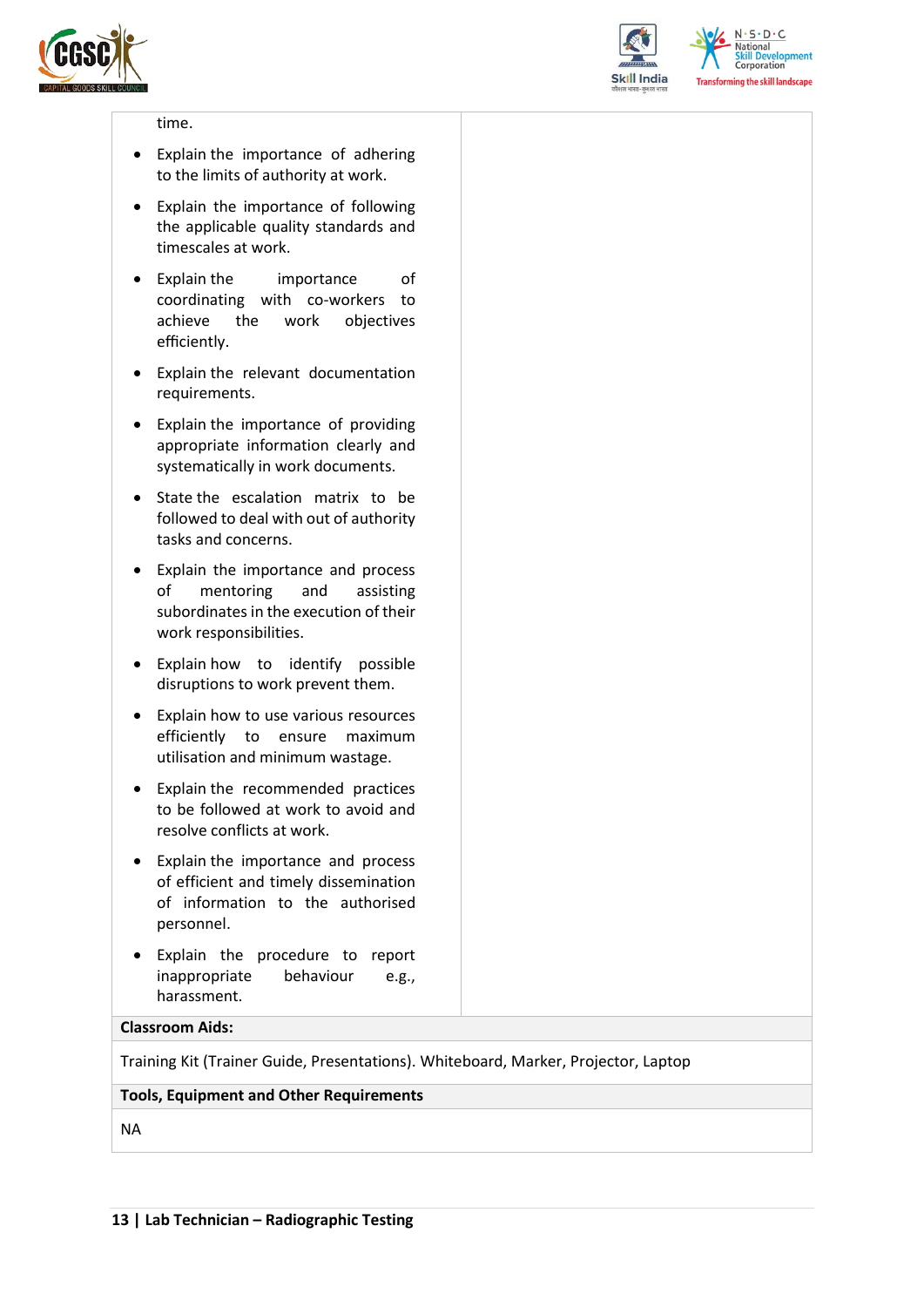| | |
|---|---|
| time.<br><br>• Explain the importance of adhering to the limits of authority at work.<br><br>• Explain the importance of following the applicable quality standards and timescales at work.<br><br>• Explain the importance of coordinating with co-workers to achieve the work objectives efficiently.<br><br>• Explain the relevant documentation requirements.<br><br>• Explain the importance of providing appropriate information clearly and systematically in work documents.<br><br>• State the escalation matrix to be followed to deal with out of authority tasks and concerns.<br><br>• Explain the importance and process of mentoring and assisting subordinates in the execution of their work responsibilities.<br><br>• Explain how to identify possible disruptions to work prevent them.<br><br>• Explain how to use various resources efficiently to ensure maximum utilisation and minimum wastage.<br><br>• Explain the recommended practices to be followed at work to avoid and resolve conflicts at work.<br><br>• Explain the importance and process of efficient and timely dissemination of information to the authorised personnel.<br><br>• Explain the procedure to report inappropriate behaviour e.g., harassment. | |
| **Classroom Aids:** | |
| Training Kit (Trainer Guide, Presentations). Whiteboard, Marker, Projector, Laptop | |
| **Tools, Equipment and Other Requirements** | |
| NA | |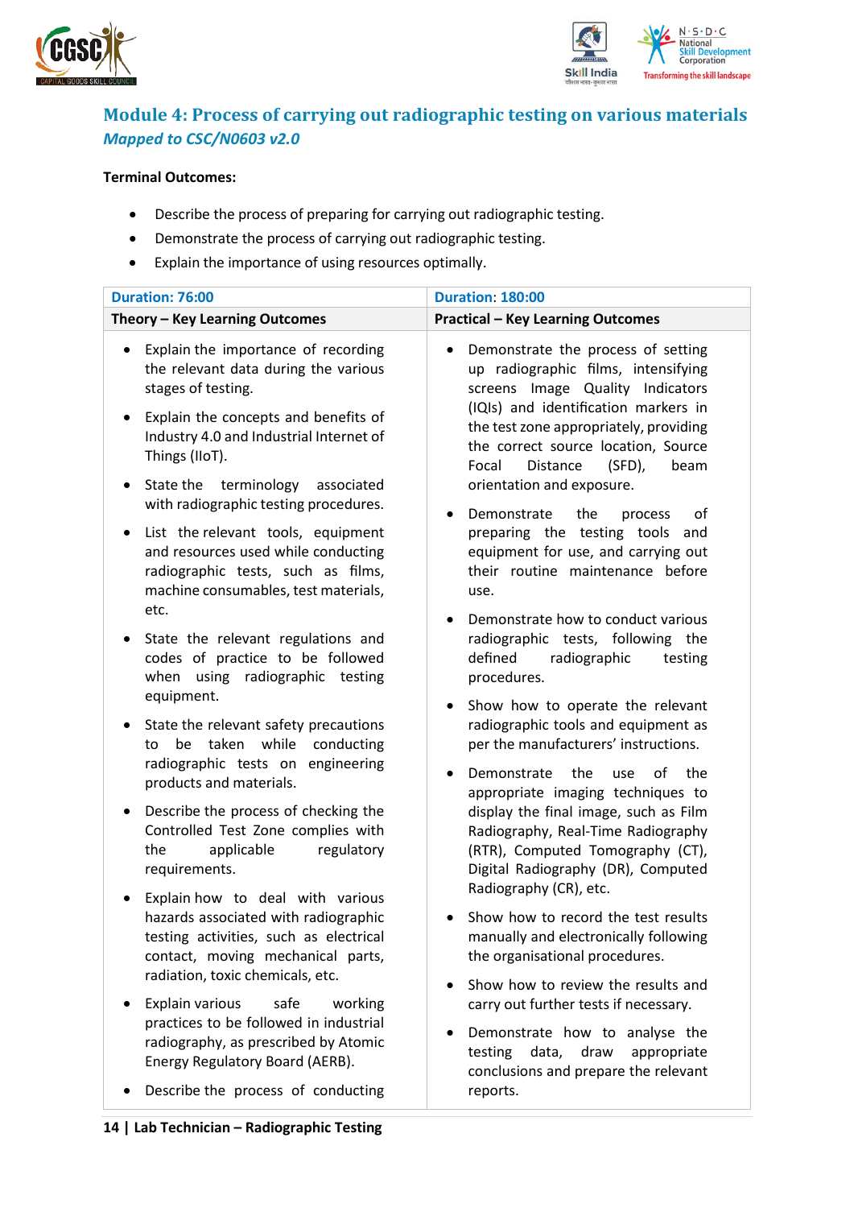## Module 4: Process of carrying out radiographic testing on various materials

*Mapped to CSC/N0603 v2.0*

**Terminal Outcomes:**

- Describe the process of preparing for carrying out radiographic testing.
- Demonstrate the process of carrying out radiographic testing.
- Explain the importance of using resources optimally.

| Duration: 76:00 | Duration: 180:00 |
|---|---|
| **Theory – Key Learning Outcomes** | **Practical – Key Learning Outcomes** |
| • Explain the importance of recording the relevant data during the various stages of testing.<br>• Explain the concepts and benefits of Industry 4.0 and Industrial Internet of Things (IIoT).<br>• State the terminology associated with radiographic testing procedures.<br>• List the relevant tools, equipment and resources used while conducting radiographic tests, such as films, machine consumables, test materials, etc.<br>• State the relevant regulations and codes of practice to be followed when using radiographic testing equipment.<br>• State the relevant safety precautions to be taken while conducting radiographic tests on engineering products and materials.<br>• Describe the process of checking the Controlled Test Zone complies with the applicable regulatory requirements.<br>• Explain how to deal with various hazards associated with radiographic testing activities, such as electrical contact, moving mechanical parts, radiation, toxic chemicals, etc.<br>• Explain various safe working practices to be followed in industrial radiography, as prescribed by Atomic Energy Regulatory Board (AERB).<br>• Describe the process of conducting | • Demonstrate the process of setting up radiographic films, intensifying screens Image Quality Indicators (IQIs) and identification markers in the test zone appropriately, providing the correct source location, Source Focal Distance (SFD), beam orientation and exposure.<br>• Demonstrate the process of preparing the testing tools and equipment for use, and carrying out their routine maintenance before use.<br>• Demonstrate how to conduct various radiographic tests, following the defined radiographic testing procedures.<br>• Show how to operate the relevant radiographic tools and equipment as per the manufacturers' instructions.<br>• Demonstrate the use of the appropriate imaging techniques to display the final image, such as Film Radiography, Real-Time Radiography (RTR), Computed Tomography (CT), Digital Radiography (DR), Computed Radiography (CR), etc.<br>• Show how to record the test results manually and electronically following the organisational procedures.<br>• Show how to review the results and carry out further tests if necessary.<br>• Demonstrate how to analyse the testing data, draw appropriate conclusions and prepare the relevant reports. |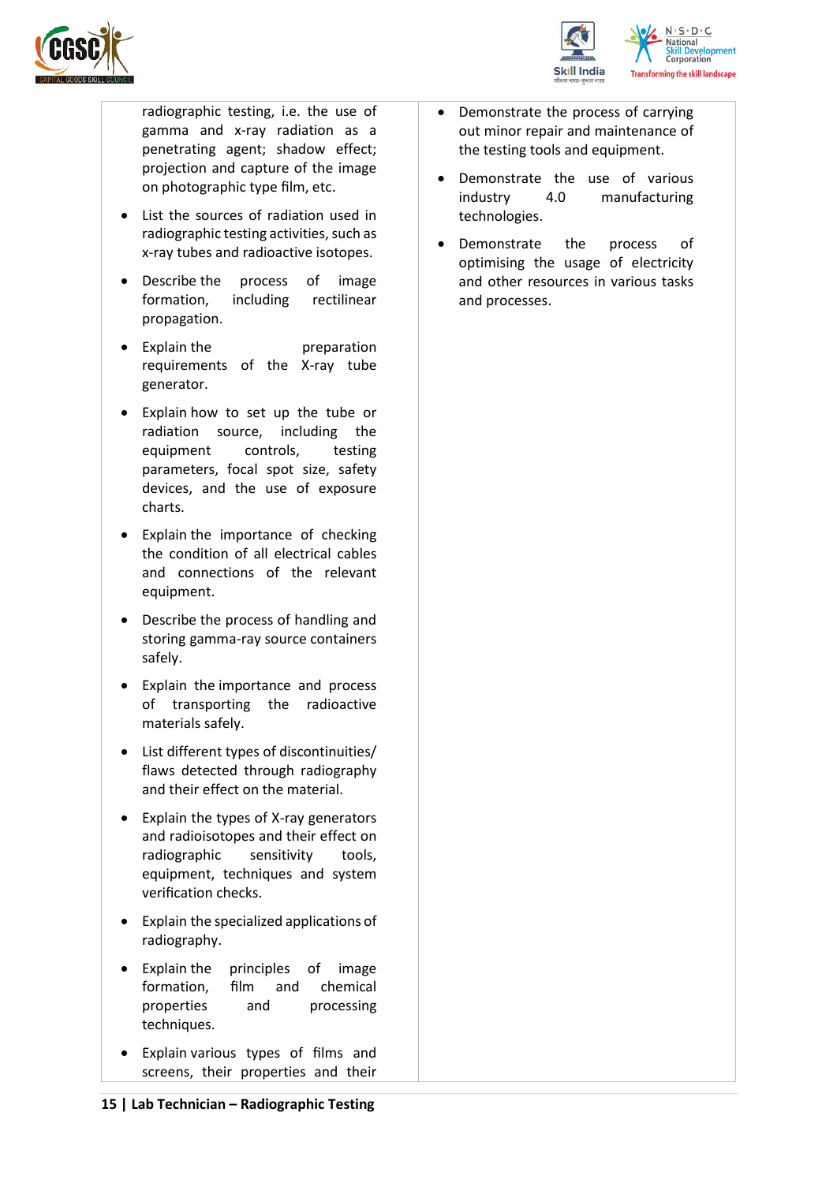| | |
|---|---|
| radiographic testing, i.e. the use of gamma and x-ray radiation as a penetrating agent; shadow effect; projection and capture of the image on photographic type film, etc.<br>• List the sources of radiation used in radiographic testing activities, such as x-ray tubes and radioactive isotopes.<br>• Describe the process of image formation, including rectilinear propagation.<br>• Explain the preparation requirements of the X-ray tube generator.<br>• Explain how to set up the tube or radiation source, including the equipment controls, testing parameters, focal spot size, safety devices, and the use of exposure charts.<br>• Explain the importance of checking the condition of all electrical cables and connections of the relevant equipment.<br>• Describe the process of handling and storing gamma-ray source containers safely.<br>• Explain the importance and process of transporting the radioactive materials safely.<br>• List different types of discontinuities/ flaws detected through radiography and their effect on the material.<br>• Explain the types of X-ray generators and radioisotopes and their effect on radiographic sensitivity tools, equipment, techniques and system verification checks.<br>• Explain the specialized applications of radiography.<br>• Explain the principles of image formation, film and chemical properties and processing techniques.<br>• Explain various types of films and screens, their properties and their | • Demonstrate the process of carrying out minor repair and maintenance of the testing tools and equipment.<br>• Demonstrate the use of various industry 4.0 manufacturing technologies.<br>• Demonstrate the process of optimising the usage of electricity and other resources in various tasks and processes. |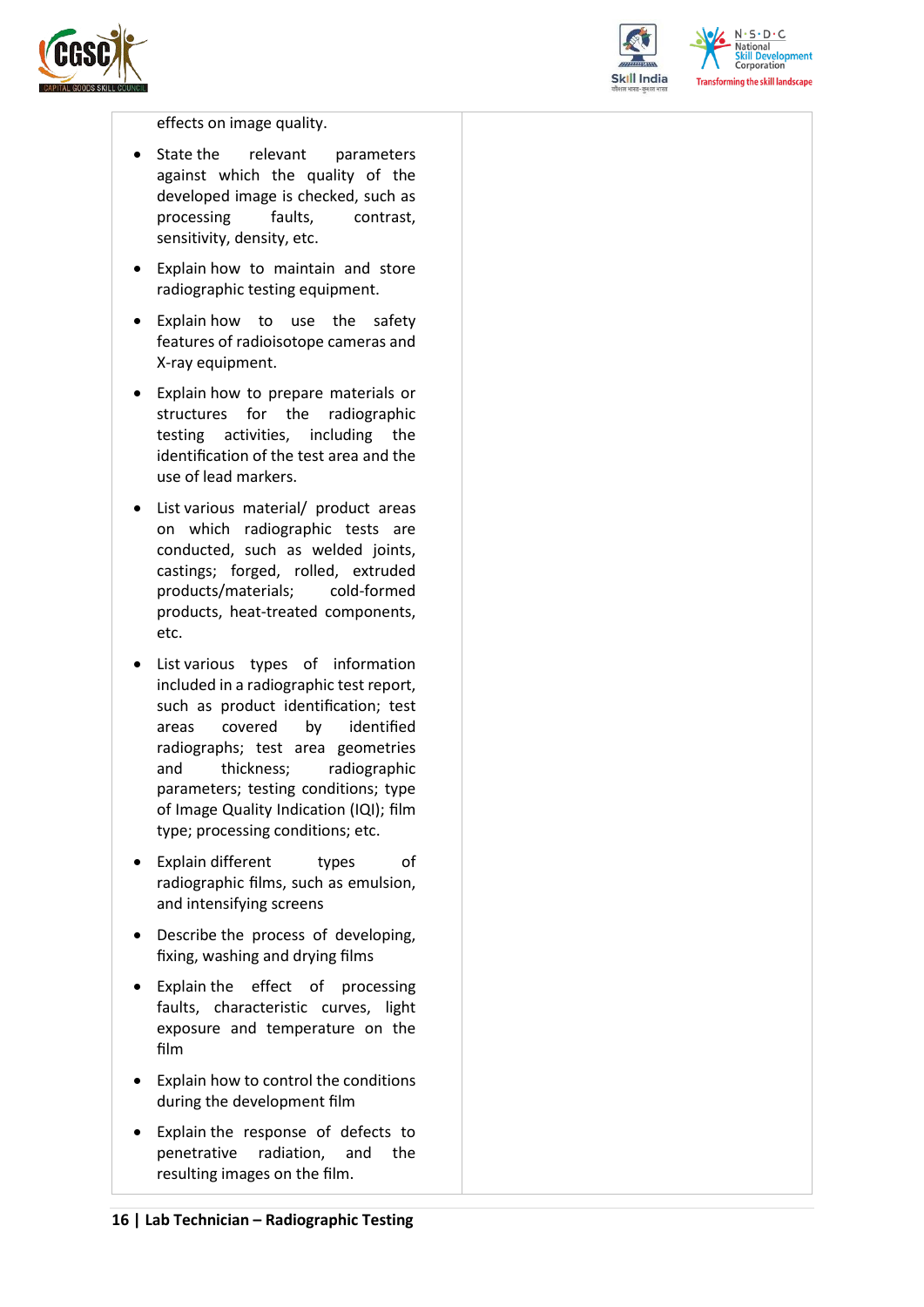| | |
|---|---|
| effects on image quality.<br>• State the relevant parameters against which the quality of the developed image is checked, such as processing faults, contrast, sensitivity, density, etc.<br>• Explain how to maintain and store radiographic testing equipment.<br>• Explain how to use the safety features of radioisotope cameras and X-ray equipment.<br>• Explain how to prepare materials or structures for the radiographic testing activities, including the identification of the test area and the use of lead markers.<br>• List various material/ product areas on which radiographic tests are conducted, such as welded joints, castings; forged, rolled, extruded products/materials; cold-formed products, heat-treated components, etc.<br>• List various types of information included in a radiographic test report, such as product identification; test areas covered by identified radiographs; test area geometries and thickness; radiographic parameters; testing conditions; type of Image Quality Indication (IQI); film type; processing conditions; etc.<br>• Explain different types of radiographic films, such as emulsion, and intensifying screens<br>• Describe the process of developing, fixing, washing and drying films<br>• Explain the effect of processing faults, characteristic curves, light exposure and temperature on the film<br>• Explain how to control the conditions during the development film<br>• Explain the response of defects to penetrative radiation, and the resulting images on the film. | |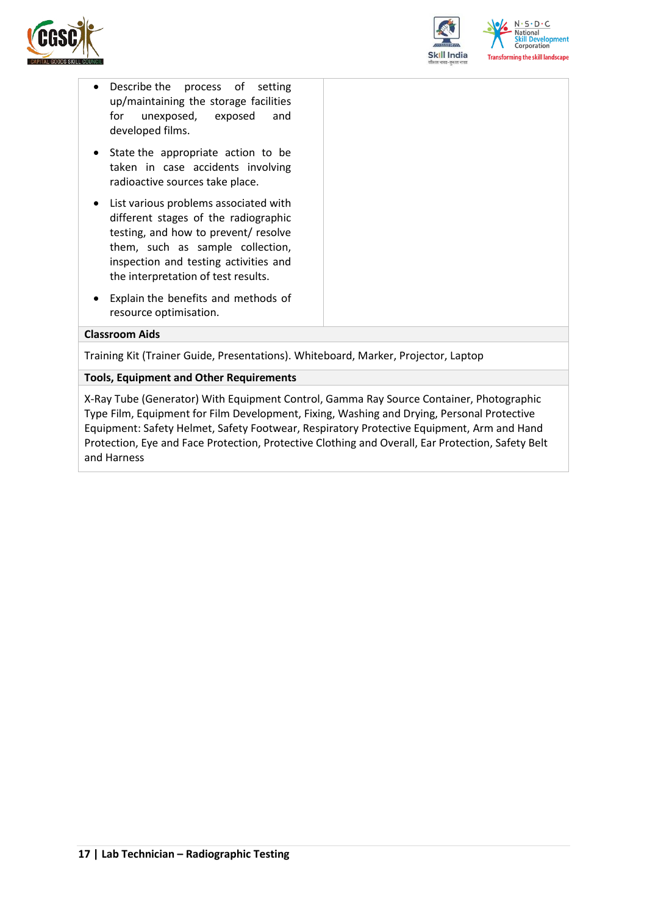| | |
|---|---|
| • Describe the process of setting up/maintaining the storage facilities for unexposed, exposed and developed films.<br>• State the appropriate action to be taken in case accidents involving radioactive sources take place.<br>• List various problems associated with different stages of the radiographic testing, and how to prevent/ resolve them, such as sample collection, inspection and testing activities and the interpretation of test results.<br>• Explain the benefits and methods of resource optimisation. | |

**Classroom Aids**

Training Kit (Trainer Guide, Presentations). Whiteboard, Marker, Projector, Laptop

**Tools, Equipment and Other Requirements**

X-Ray Tube (Generator) With Equipment Control, Gamma Ray Source Container, Photographic Type Film, Equipment for Film Development, Fixing, Washing and Drying, Personal Protective Equipment: Safety Helmet, Safety Footwear, Respiratory Protective Equipment, Arm and Hand Protection, Eye and Face Protection, Protective Clothing and Overall, Ear Protection, Safety Belt and Harness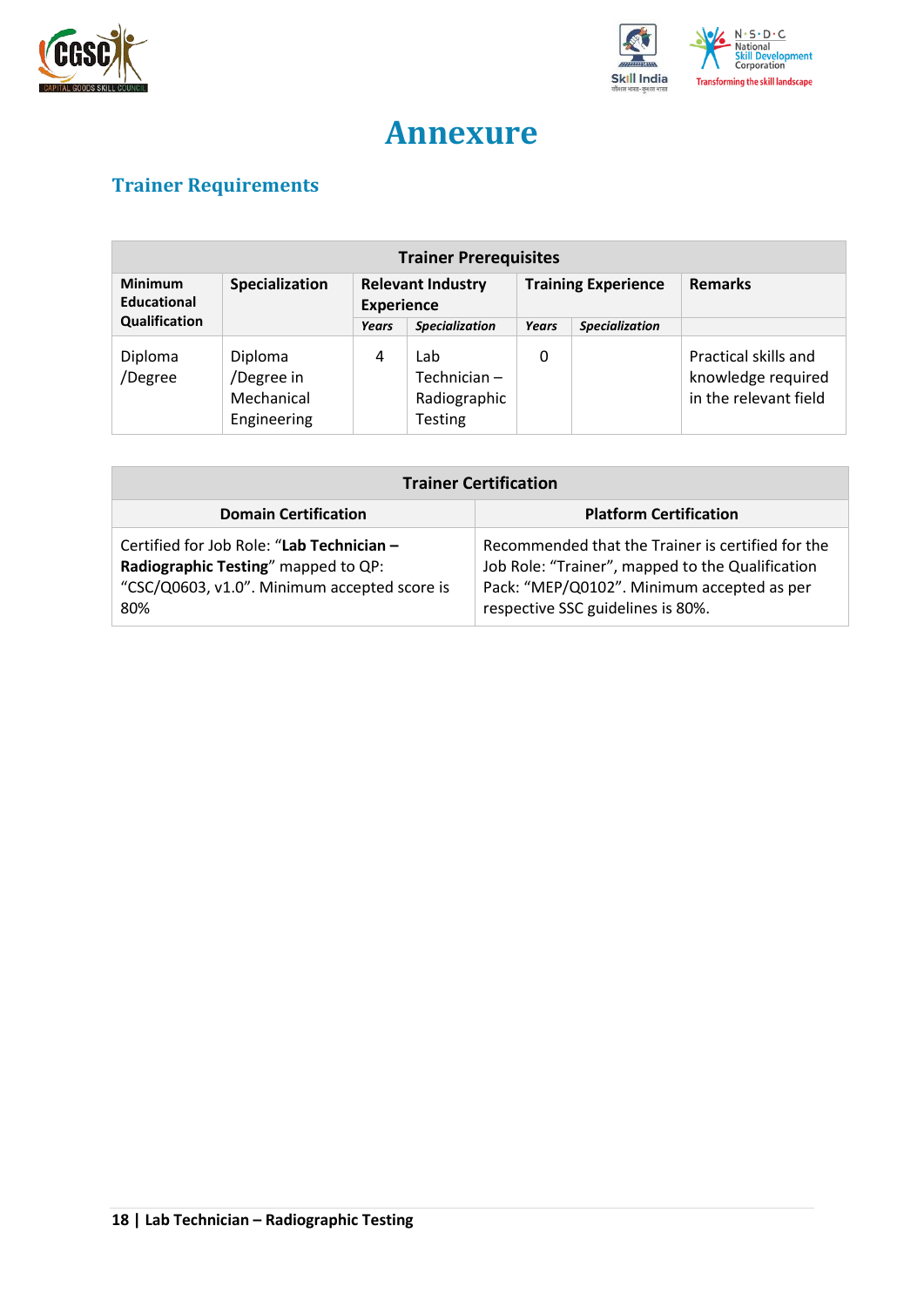# Annexure

## Trainer Requirements

| Trainer Prerequisites | | | | | | |
|---|---|---|---|---|---|---|
| **Minimum Educational Qualification** | **Specialization** | **Relevant Industry Experience** | | **Training Experience** | | **Remarks** |
| | | ***Years*** | ***Specialization*** | ***Years*** | ***Specialization*** | |
| Diploma /Degree | Diploma /Degree in Mechanical Engineering | 4 | Lab Technician – Radiographic Testing | 0 | | Practical skills and knowledge required in the relevant field |

| Trainer Certification | |
|---|---|
| **Domain Certification** | **Platform Certification** |
| Certified for Job Role: "**Lab Technician – Radiographic Testing**" mapped to QP: "CSC/Q0603, v1.0". Minimum accepted score is 80% | Recommended that the Trainer is certified for the Job Role: "Trainer", mapped to the Qualification Pack: "MEP/Q0102". Minimum accepted as per respective SSC guidelines is 80%. |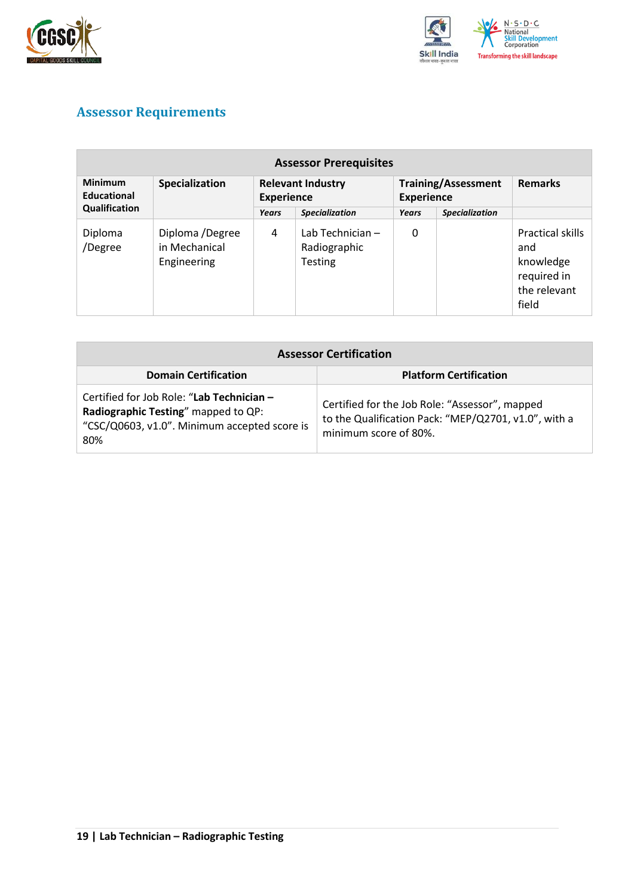## Assessor Requirements

| Assessor Prerequisites | | | | | | |
|---|---|---|---|---|---|---|
| **Minimum Educational Qualification** | **Specialization** | **Relevant Industry Experience** | | **Training/Assessment Experience** | | **Remarks** |
| | | ***Years*** | ***Specialization*** | ***Years*** | ***Specialization*** | |
| Diploma /Degree | Diploma /Degree in Mechanical Engineering | 4 | Lab Technician – Radiographic Testing | 0 | | Practical skills and knowledge required in the relevant field |

| Assessor Certification | |
|---|---|
| **Domain Certification** | **Platform Certification** |
| Certified for Job Role: "**Lab Technician – Radiographic Testing**" mapped to QP: "CSC/Q0603, v1.0". Minimum accepted score is 80% | Certified for the Job Role: "Assessor", mapped to the Qualification Pack: "MEP/Q2701, v1.0", with a minimum score of 80%. |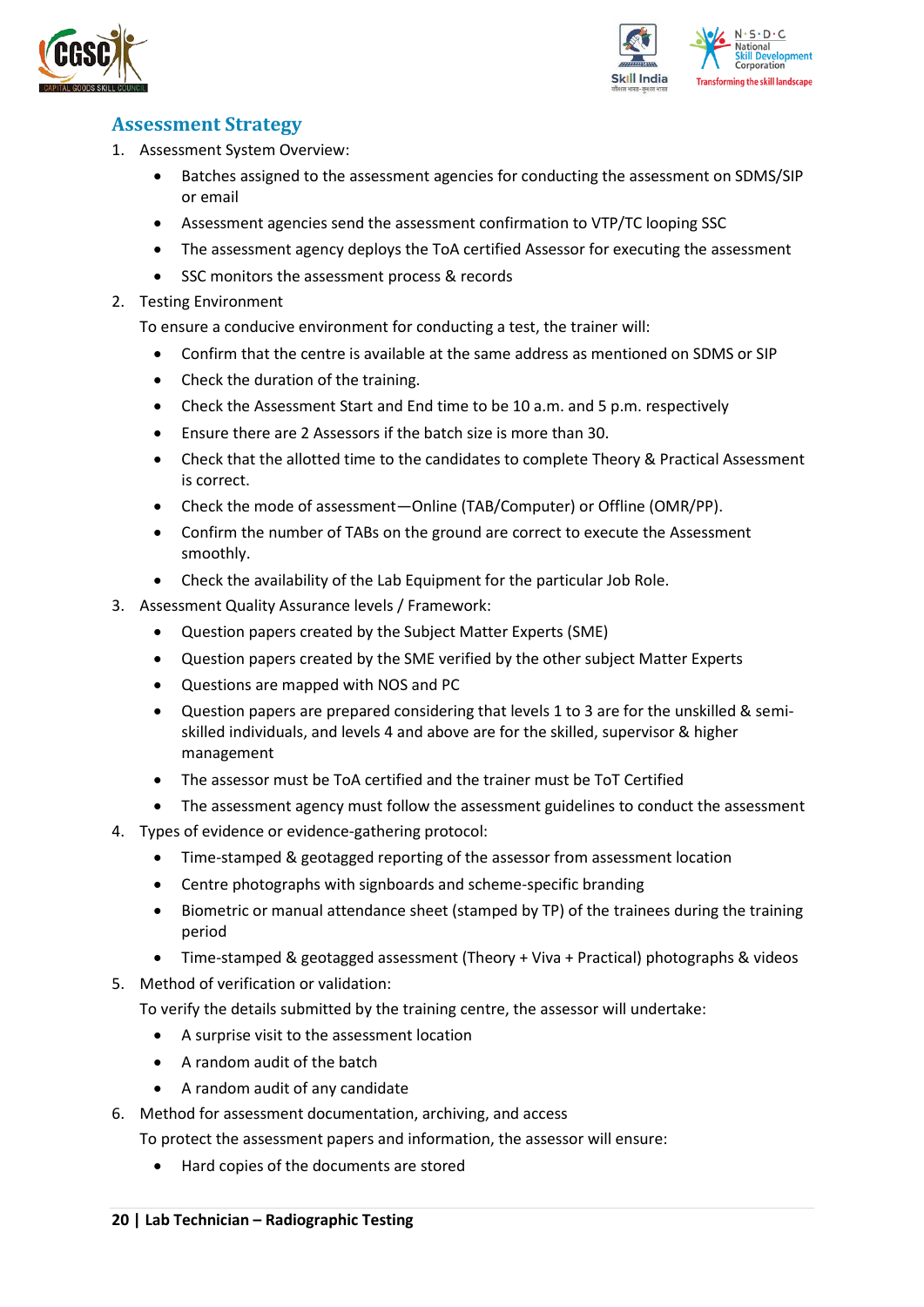## Assessment Strategy

1. Assessment System Overview:
    - Batches assigned to the assessment agencies for conducting the assessment on SDMS/SIP or email
    - Assessment agencies send the assessment confirmation to VTP/TC looping SSC
    - The assessment agency deploys the ToA certified Assessor for executing the assessment
    - SSC monitors the assessment process & records
2. Testing Environment

   To ensure a conducive environment for conducting a test, the trainer will:
    - Confirm that the centre is available at the same address as mentioned on SDMS or SIP
    - Check the duration of the training.
    - Check the Assessment Start and End time to be 10 a.m. and 5 p.m. respectively
    - Ensure there are 2 Assessors if the batch size is more than 30.
    - Check that the allotted time to the candidates to complete Theory & Practical Assessment is correct.
    - Check the mode of assessment—Online (TAB/Computer) or Offline (OMR/PP).
    - Confirm the number of TABs on the ground are correct to execute the Assessment smoothly.
    - Check the availability of the Lab Equipment for the particular Job Role.
3. Assessment Quality Assurance levels / Framework:
    - Question papers created by the Subject Matter Experts (SME)
    - Question papers created by the SME verified by the other subject Matter Experts
    - Questions are mapped with NOS and PC
    - Question papers are prepared considering that levels 1 to 3 are for the unskilled & semi-skilled individuals, and levels 4 and above are for the skilled, supervisor & higher management
    - The assessor must be ToA certified and the trainer must be ToT Certified
    - The assessment agency must follow the assessment guidelines to conduct the assessment
4. Types of evidence or evidence-gathering protocol:
    - Time-stamped & geotagged reporting of the assessor from assessment location
    - Centre photographs with signboards and scheme-specific branding
    - Biometric or manual attendance sheet (stamped by TP) of the trainees during the training period
    - Time-stamped & geotagged assessment (Theory + Viva + Practical) photographs & videos
5. Method of verification or validation:

   To verify the details submitted by the training centre, the assessor will undertake:
    - A surprise visit to the assessment location
    - A random audit of the batch
    - A random audit of any candidate
6. Method for assessment documentation, archiving, and access

   To protect the assessment papers and information, the assessor will ensure:
    - Hard copies of the documents are stored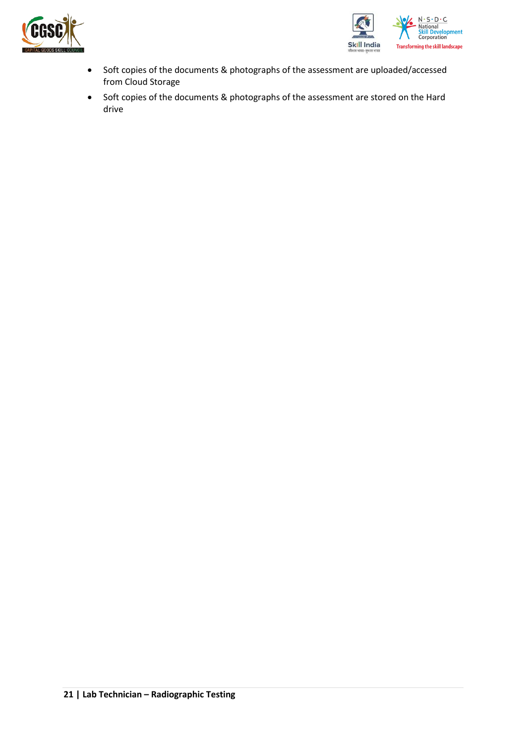- Soft copies of the documents & photographs of the assessment are uploaded/accessed from Cloud Storage
- Soft copies of the documents & photographs of the assessment are stored on the Hard drive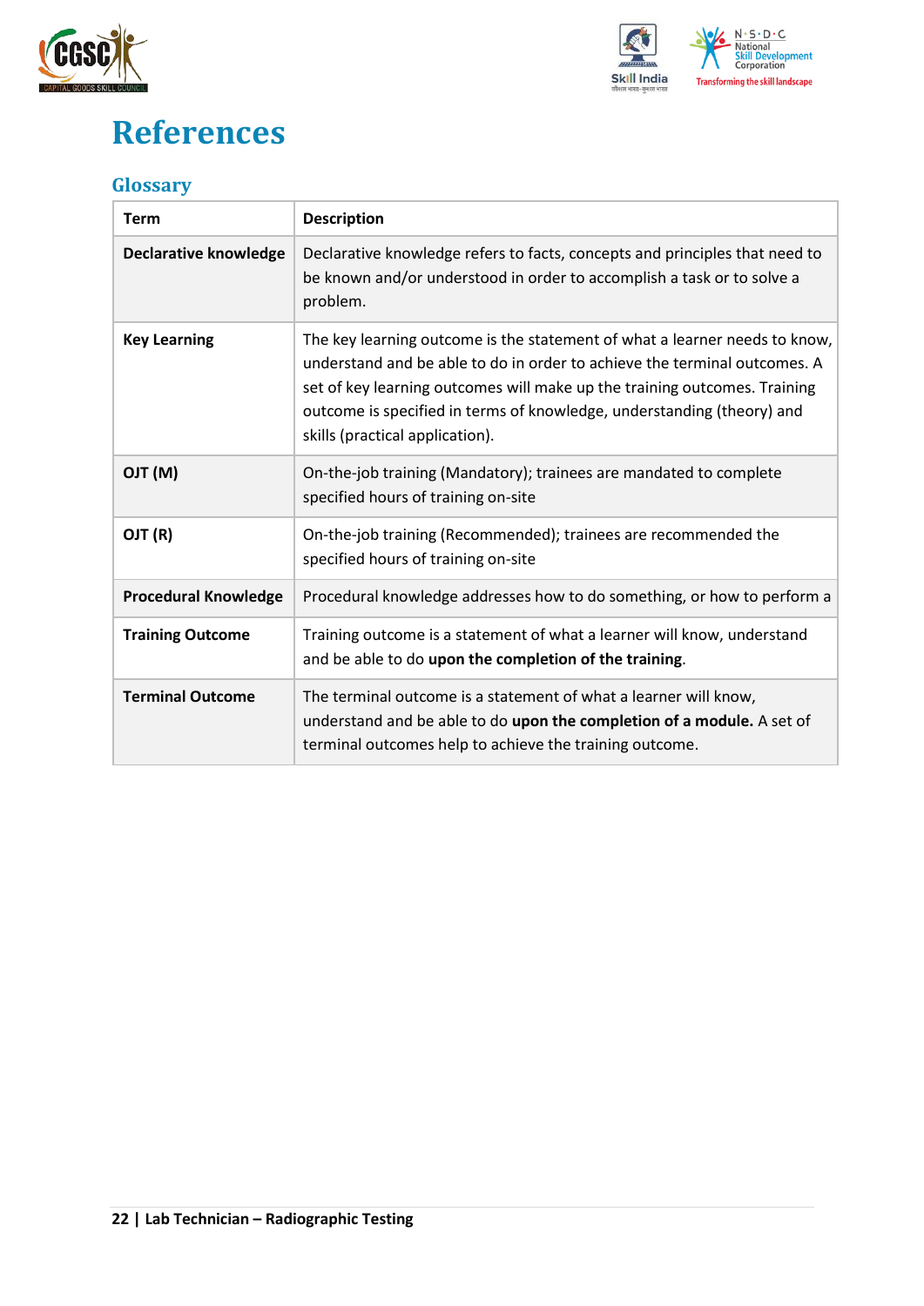# References

## Glossary

| Term | Description |
|---|---|
| **Declarative knowledge** | Declarative knowledge refers to facts, concepts and principles that need to be known and/or understood in order to accomplish a task or to solve a problem. |
| **Key Learning** | The key learning outcome is the statement of what a learner needs to know, understand and be able to do in order to achieve the terminal outcomes. A set of key learning outcomes will make up the training outcomes. Training outcome is specified in terms of knowledge, understanding (theory) and skills (practical application). |
| **OJT (M)** | On-the-job training (Mandatory); trainees are mandated to complete specified hours of training on-site |
| **OJT (R)** | On-the-job training (Recommended); trainees are recommended the specified hours of training on-site |
| **Procedural Knowledge** | Procedural knowledge addresses how to do something, or how to perform a |
| **Training Outcome** | Training outcome is a statement of what a learner will know, understand and be able to do **upon the completion of the training**. |
| **Terminal Outcome** | The terminal outcome is a statement of what a learner will know, understand and be able to do **upon the completion of a module.** A set of terminal outcomes help to achieve the training outcome. |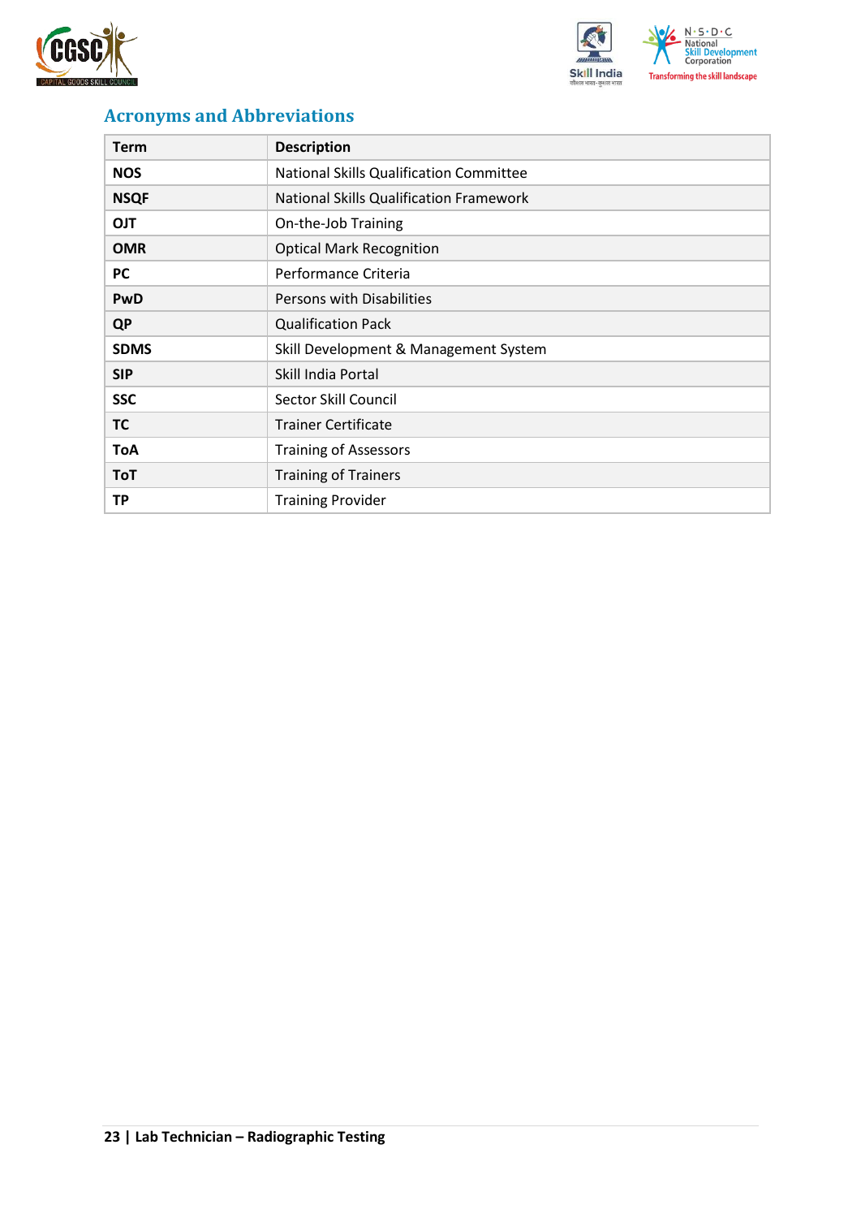## Acronyms and Abbreviations

| Term | Description |
|---|---|
| **NOS** | National Skills Qualification Committee |
| **NSQF** | National Skills Qualification Framework |
| **OJT** | On-the-Job Training |
| **OMR** | Optical Mark Recognition |
| **PC** | Performance Criteria |
| **PwD** | Persons with Disabilities |
| **QP** | Qualification Pack |
| **SDMS** | Skill Development & Management System |
| **SIP** | Skill India Portal |
| **SSC** | Sector Skill Council |
| **TC** | Trainer Certificate |
| **ToA** | Training of Assessors |
| **ToT** | Training of Trainers |
| **TP** | Training Provider |